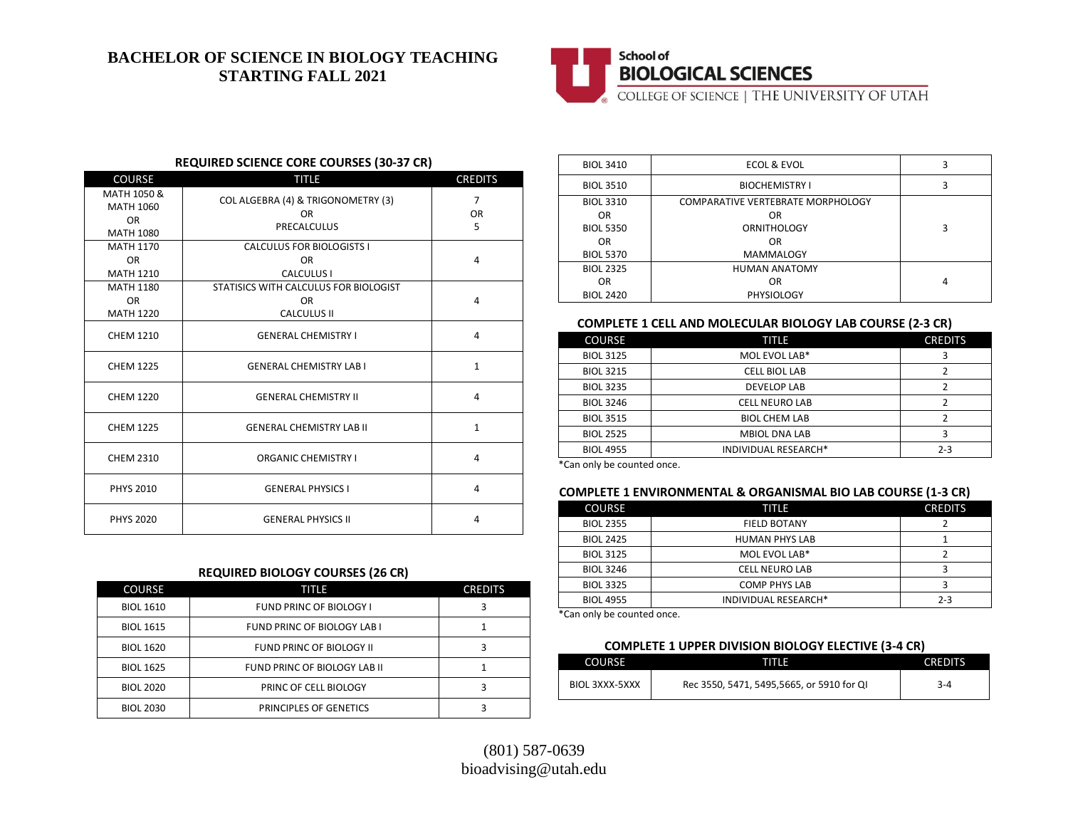# BACHELOR OF SCIENCE IN BIOLOGY TEACHING STARTING FALL 2021

School of BIOLOGICAL SCIENCES
COLLEGE OF SCIENCE | THE UNIVERSITY OF UTAH

### REQUIRED SCIENCE CORE COURSES (30-37 CR)

| COURSE | TITLE | CREDITS |
|---|---|---|
| MATH 1050 & MATH 1060 OR MATH 1080 | COL ALGEBRA (4) & TRIGONOMETRY (3) OR PRECALCULUS | 7 OR 5 |
| MATH 1170 OR MATH 1210 | CALCULUS FOR BIOLOGISTS I OR CALCULUS I | 4 |
| MATH 1180 OR MATH 1220 | STATISICS WITH CALCULUS FOR BIOLOGIST OR CALCULUS II | 4 |
| CHEM 1210 | GENERAL CHEMISTRY I | 4 |
| CHEM 1225 | GENERAL CHEMISTRY LAB I | 1 |
| CHEM 1220 | GENERAL CHEMISTRY II | 4 |
| CHEM 1225 | GENERAL CHEMISTRY LAB II | 1 |
| CHEM 2310 | ORGANIC CHEMISTRY I | 4 |
| PHYS 2010 | GENERAL PHYSICS I | 4 |
| PHYS 2020 | GENERAL PHYSICS II | 4 |

### REQUIRED BIOLOGY COURSES (26 CR)

| COURSE | TITLE | CREDITS |
|---|---|---|
| BIOL 1610 | FUND PRINC OF BIOLOGY I | 3 |
| BIOL 1615 | FUND PRINC OF BIOLOGY LAB I | 1 |
| BIOL 1620 | FUND PRINC OF BIOLOGY II | 3 |
| BIOL 1625 | FUND PRINC OF BIOLOGY LAB II | 1 |
| BIOL 2020 | PRINC OF CELL BIOLOGY | 3 |
| BIOL 2030 | PRINCIPLES OF GENETICS | 3 |
| BIOL 3410 | ECOL & EVOL | 3 |
| BIOL 3510 | BIOCHEMISTRY I | 3 |
| BIOL 3310 OR BIOL 5350 OR BIOL 5370 | COMPARATIVE VERTEBRATE MORPHOLOGY OR ORNITHOLOGY OR MAMMALOGY | 3 |
| BIOL 2325 OR BIOL 2420 | HUMAN ANATOMY OR PHYSIOLOGY | 4 |

### COMPLETE 1 CELL AND MOLECULAR BIOLOGY LAB COURSE (2-3 CR)

| COURSE | TITLE | CREDITS |
|---|---|---|
| BIOL 3125 | MOL EVOL LAB* | 3 |
| BIOL 3215 | CELL BIOL LAB | 2 |
| BIOL 3235 | DEVELOP LAB | 2 |
| BIOL 3246 | CELL NEURO LAB | 2 |
| BIOL 3515 | BIOL CHEM LAB | 2 |
| BIOL 2525 | MBIOL DNA LAB | 3 |
| BIOL 4955 | INDIVIDUAL RESEARCH* | 2-3 |

*Can only be counted once.

### COMPLETE 1 ENVIRONMENTAL & ORGANISMAL BIO LAB COURSE (1-3 CR)

| COURSE | TITLE | CREDITS |
|---|---|---|
| BIOL 2355 | FIELD BOTANY | 2 |
| BIOL 2425 | HUMAN PHYS LAB | 1 |
| BIOL 3125 | MOL EVOL LAB* | 2 |
| BIOL 3246 | CELL NEURO LAB | 3 |
| BIOL 3325 | COMP PHYS LAB | 3 |
| BIOL 4955 | INDIVIDUAL RESEARCH* | 2-3 |

*Can only be counted once.

### COMPLETE 1 UPPER DIVISION BIOLOGY ELECTIVE (3-4 CR)

| COURSE | TITLE | CREDITS |
|---|---|---|
| BIOL 3XXX-5XXX | Rec 3550, 5471, 5495,5665, or 5910 for QI | 3-4 |

(801) 587-0639
bioadvising@utah.edu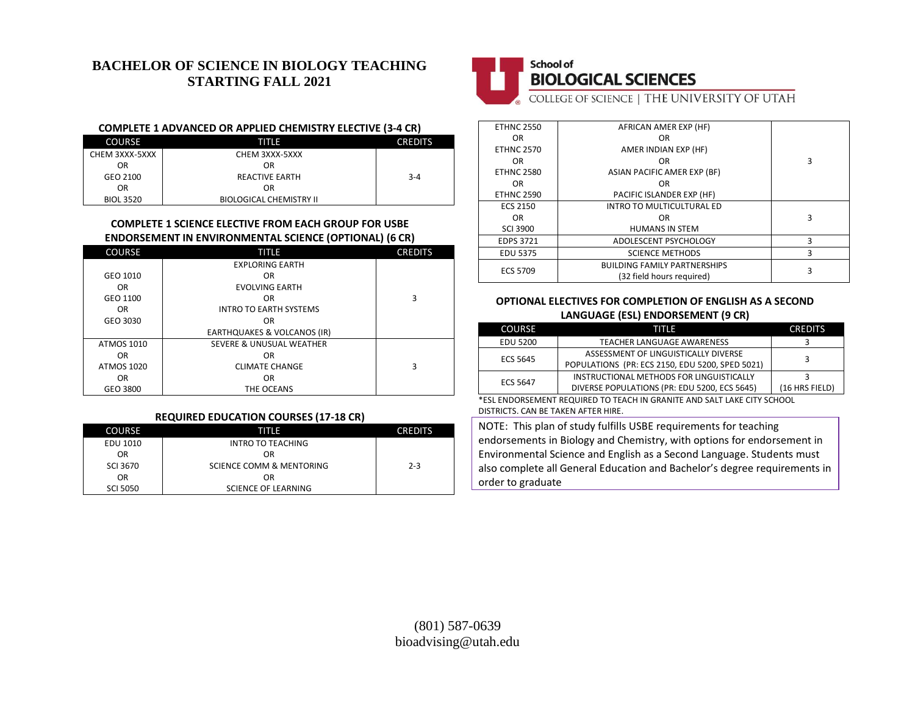# BACHELOR OF SCIENCE IN BIOLOGY TEACHING STARTING FALL 2021

School of BIOLOGICAL SCIENCES
COLLEGE OF SCIENCE | THE UNIVERSITY OF UTAH

### COMPLETE 1 ADVANCED OR APPLIED CHEMISTRY ELECTIVE (3-4 CR)

| COURSE | TITLE | CREDITS |
|---|---|---|
| CHEM 3XXX-5XXX OR GEO 2100 OR BIOL 3520 | CHEM 3XXX-5XXX OR REACTIVE EARTH OR BIOLOGICAL CHEMISTRY II | 3-4 |

### COMPLETE 1 SCIENCE ELECTIVE FROM EACH GROUP FOR USBE ENDORSEMENT IN ENVIRONMENTAL SCIENCE (OPTIONAL) (6 CR)

| COURSE | TITLE | CREDITS |
|---|---|---|
| GEO 1010 OR GEO 1100 OR GEO 3030 | EXPLORING EARTH OR EVOLVING EARTH OR INTRO TO EARTH SYSTEMS OR EARTHQUAKES & VOLCANOS (IR) | 3 |
| ATMOS 1010 OR ATMOS 1020 OR GEO 3800 | SEVERE & UNUSUAL WEATHER OR CLIMATE CHANGE OR THE OCEANS | 3 |

### REQUIRED EDUCATION COURSES (17-18 CR)

| COURSE | TITLE | CREDITS |
|---|---|---|
| EDU 1010 OR SCI 3670 OR SCI 5050 | INTRO TO TEACHING OR SCIENCE COMM & MENTORING OR SCIENCE OF LEARNING | 2-3 |
| ETHNC 2550 OR ETHNC 2570 OR ETHNC 2580 OR ETHNC 2590 | AFRICAN AMER EXP (HF) OR AMER INDIAN EXP (HF) OR ASIAN PACIFIC AMER EXP (BF) OR PACIFIC ISLANDER EXP (HF) | 3 |
| ECS 2150 OR SCI 3900 | INTRO TO MULTICULTURAL ED OR HUMANS IN STEM | 3 |
| EDPS 3721 | ADOLESCENT PSYCHOLOGY | 3 |
| EDU 5375 | SCIENCE METHODS | 3 |
| ECS 5709 | BUILDING FAMILY PARTNERSHIPS (32 field hours required) | 3 |

### OPTIONAL ELECTIVES FOR COMPLETION OF ENGLISH AS A SECOND LANGUAGE (ESL) ENDORSEMENT (9 CR)

| COURSE | TITLE | CREDITS |
|---|---|---|
| EDU 5200 | TEACHER LANGUAGE AWARENESS | 3 |
| ECS 5645 | ASSESSMENT OF LINGUISTICALLY DIVERSE POPULATIONS (PR: ECS 2150, EDU 5200, SPED 5021) | 3 |
| ECS 5647 | INSTRUCTIONAL METHODS FOR LINGUISTICALLY DIVERSE POPULATIONS (PR: EDU 5200, ECS 5645) | 3 (16 HRS FIELD) |

*ESL ENDORSEMENT REQUIRED TO TEACH IN GRANITE AND SALT LAKE CITY SCHOOL DISTRICTS. CAN BE TAKEN AFTER HIRE.

NOTE: This plan of study fulfills USBE requirements for teaching endorsements in Biology and Chemistry, with options for endorsement in Environmental Science and English as a Second Language. Students must also complete all General Education and Bachelor's degree requirements in order to graduate

(801) 587-0639
bioadvising@utah.edu